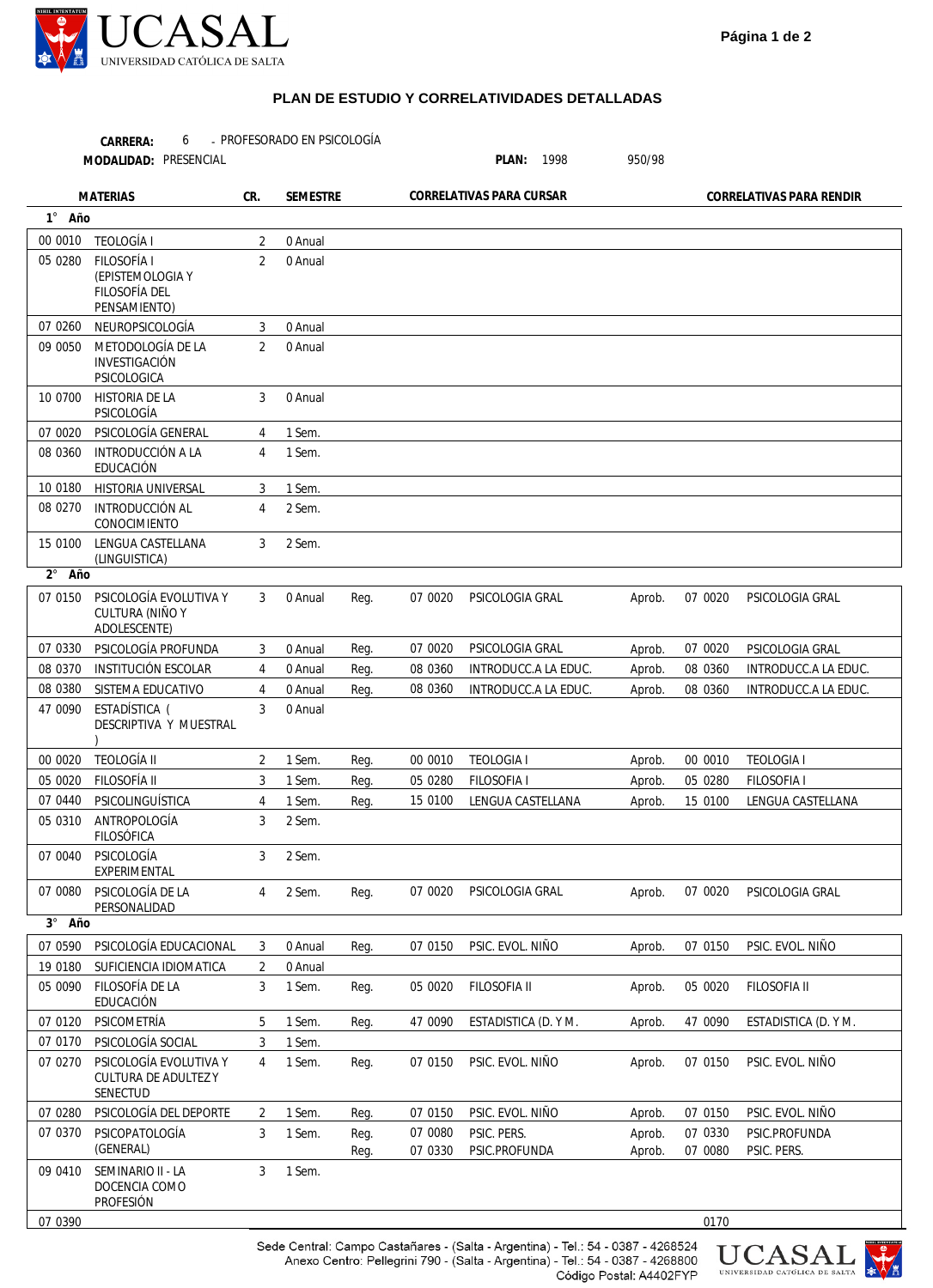## PLAN DE ESTUDIO Y CORRELATIVIDADES DETALLADAS

**CARRERA:** 6 - PROFESORADO EN PSICOLOGÍA

**MODALIDAD:** PRESENCIAL **PLAN:** 1998 950/98

| MATERIAS | | CR. | SEMESTRE | CORRELATIVAS PARA CURSAR | | | CORRELATIVAS PARA RENDIR | | |
|---|---|---|---|---|---|---|---|---|---|
| **1° Año** | | | | | | | | | |
| 00 0010 | TEOLOGÍA I | 2 | 0 Anual | | | | | | |
| 05 0280 | FILOSOFÍA I (EPISTEMOLOGIA Y FILOSOFÍA DEL PENSAMIENTO) | 2 | 0 Anual | | | | | | |
| 07 0260 | NEUROPSICOLOGÍA | 3 | 0 Anual | | | | | | |
| 09 0050 | METODOLOGÍA DE LA INVESTIGACIÓN PSICOLOGICA | 2 | 0 Anual | | | | | | |
| 10 0700 | HISTORIA DE LA PSICOLOGÍA | 3 | 0 Anual | | | | | | |
| 07 0020 | PSICOLOGÍA GENERAL | 4 | 1 Sem. | | | | | | |
| 08 0360 | INTRODUCCIÓN A LA EDUCACIÓN | 4 | 1 Sem. | | | | | | |
| 10 0180 | HISTORIA UNIVERSAL | 3 | 1 Sem. | | | | | | |
| 08 0270 | INTRODUCCIÓN AL CONOCIMIENTO | 4 | 2 Sem. | | | | | | |
| 15 0100 | LENGUA CASTELLANA (LINGUISTICA) | 3 | 2 Sem. | | | | | | |
| **2° Año** | | | | | | | | | |
| 07 0150 | PSICOLOGÍA EVOLUTIVA Y CULTURA (NIÑO Y ADOLESCENTE) | 3 | 0 Anual | Reg. | 07 0020 | PSICOLOGIA GRAL | Aprob. | 07 0020 | PSICOLOGIA GRAL |
| 07 0330 | PSICOLOGÍA PROFUNDA | 3 | 0 Anual | Reg. | 07 0020 | PSICOLOGIA GRAL | Aprob. | 07 0020 | PSICOLOGIA GRAL |
| 08 0370 | INSTITUCIÓN ESCOLAR | 4 | 0 Anual | Reg. | 08 0360 | INTRODUCC.A LA EDUC. | Aprob. | 08 0360 | INTRODUCC.A LA EDUC. |
| 08 0380 | SISTEMA EDUCATIVO | 4 | 0 Anual | Reg. | 08 0360 | INTRODUCC.A LA EDUC. | Aprob. | 08 0360 | INTRODUCC.A LA EDUC. |
| 47 0090 | ESTADÍSTICA ( DESCRIPTIVA Y MUESTRAL ) | 3 | 0 Anual | | | | | | |
| 00 0020 | TEOLOGÍA II | 2 | 1 Sem. | Reg. | 00 0010 | TEOLOGIA I | Aprob. | 00 0010 | TEOLOGIA I |
| 05 0020 | FILOSOFÍA II | 3 | 1 Sem. | Reg. | 05 0280 | FILOSOFIA I | Aprob. | 05 0280 | FILOSOFIA I |
| 07 0440 | PSICOLINGUÍSTICA | 4 | 1 Sem. | Reg. | 15 0100 | LENGUA CASTELLANA | Aprob. | 15 0100 | LENGUA CASTELLANA |
| 05 0310 | ANTROPOLOGÍA FILOSÓFICA | 3 | 2 Sem. | | | | | | |
| 07 0040 | PSICOLOGÍA EXPERIMENTAL | 3 | 2 Sem. | | | | | | |
| 07 0080 | PSICOLOGÍA DE LA PERSONALIDAD | 4 | 2 Sem. | Reg. | 07 0020 | PSICOLOGIA GRAL | Aprob. | 07 0020 | PSICOLOGIA GRAL |
| **3° Año** | | | | | | | | | |
| 07 0590 | PSICOLOGÍA EDUCACIONAL | 3 | 0 Anual | Reg. | 07 0150 | PSIC. EVOL. NIÑO | Aprob. | 07 0150 | PSIC. EVOL. NIÑO |
| 19 0180 | SUFICIENCIA IDIOMATICA | 2 | 0 Anual | | | | | | |
| 05 0090 | FILOSOFÍA DE LA EDUCACIÓN | 3 | 1 Sem. | Reg. | 05 0020 | FILOSOFIA II | Aprob. | 05 0020 | FILOSOFIA II |
| 07 0120 | PSICOMETRÍA | 5 | 1 Sem. | Reg. | 47 0090 | ESTADISTICA (D. Y M. | Aprob. | 47 0090 | ESTADISTICA (D. Y M. |
| 07 0170 | PSICOLOGÍA SOCIAL | 3 | 1 Sem. | | | | | | |
| 07 0270 | PSICOLOGÍA EVOLUTIVA Y CULTURA DE ADULTEZ Y SENECTUD | 4 | 1 Sem. | Reg. | 07 0150 | PSIC. EVOL. NIÑO | Aprob. | 07 0150 | PSIC. EVOL. NIÑO |
| 07 0280 | PSICOLOGÍA DEL DEPORTE | 2 | 1 Sem. | Reg. | 07 0150 | PSIC. EVOL. NIÑO | Aprob. | 07 0150 | PSIC. EVOL. NIÑO |
| 07 0370 | PSICOPATOLOGÍA (GENERAL) | 3 | 1 Sem. | Reg. | 07 0080 | PSIC. PERS. | Aprob. | 07 0330 | PSIC.PROFUNDA |
| | | | | Reg. | 07 0330 | PSIC.PROFUNDA | Aprob. | 07 0080 | PSIC. PERS. |
| 09 0410 | SEMINARIO II - LA DOCENCIA COMO PROFESIÓN | 3 | 1 Sem. | | | | | | |
| 07 0390 | | | | | | | | 0170 | |

Sede Central: Campo Castañares - (Salta - Argentina) - Tel.: 54 - 0387 - 4268524
Anexo Centro: Pellegrini 790 - (Salta - Argentina) - Tel.: 54 - 0387 - 4268800
Código Postal: A4402FYP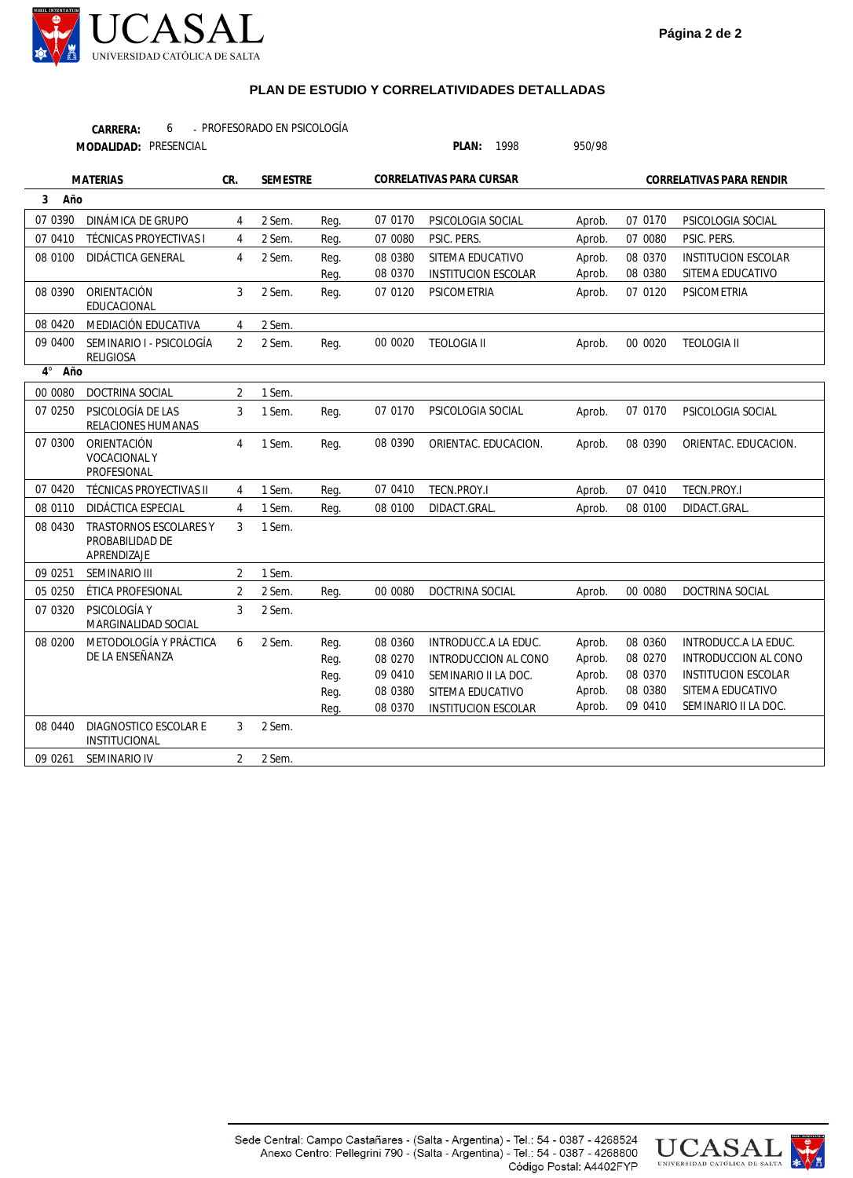UCASAL
UNIVERSIDAD CATÓLICA DE SALTA

## PLAN DE ESTUDIO Y CORRELATIVIDADES DETALLADAS

**CARRERA:** 6 - PROFESORADO EN PSICOLOGÍA
**MODALIDAD:** PRESENCIAL **PLAN:** 1998 950/98

| MATERIAS | | CR. | SEMESTRE | CORRELATIVAS PARA CURSAR | | | CORRELATIVAS PARA RENDIR | | |
|---|---|---|---|---|---|---|---|---|---|
| **3 Año** | | | | | | | | | |
| 07 0390 | DINÁMICA DE GRUPO | 4 | 2 Sem. | Reg. | 07 0170 | PSICOLOGIA SOCIAL | Aprob. | 07 0170 | PSICOLOGIA SOCIAL |
| 07 0410 | TÉCNICAS PROYECTIVAS I | 4 | 2 Sem. | Reg. | 07 0080 | PSIC. PERS. | Aprob. | 07 0080 | PSIC. PERS. |
| 08 0100 | DIDÁCTICA GENERAL | 4 | 2 Sem. | Reg. | 08 0380 | SITEMA EDUCATIVO | Aprob. | 08 0370 | INSTITUCION ESCOLAR |
| | | | | Reg. | 08 0370 | INSTITUCION ESCOLAR | Aprob. | 08 0380 | SITEMA EDUCATIVO |
| 08 0390 | ORIENTACIÓN EDUCACIONAL | 3 | 2 Sem. | Reg. | 07 0120 | PSICOMETRIA | Aprob. | 07 0120 | PSICOMETRIA |
| 08 0420 | MEDIACIÓN EDUCATIVA | 4 | 2 Sem. | | | | | | |
| 09 0400 | SEMINARIO I - PSICOLOGÍA RELIGIOSA | 2 | 2 Sem. | Reg. | 00 0020 | TEOLOGIA II | Aprob. | 00 0020 | TEOLOGIA II |
| **4° Año** | | | | | | | | | |
| 00 0080 | DOCTRINA SOCIAL | 2 | 1 Sem. | | | | | | |
| 07 0250 | PSICOLOGÍA DE LAS RELACIONES HUMANAS | 3 | 1 Sem. | Reg. | 07 0170 | PSICOLOGIA SOCIAL | Aprob. | 07 0170 | PSICOLOGIA SOCIAL |
| 07 0300 | ORIENTACIÓN VOCACIONAL Y PROFESIONAL | 4 | 1 Sem. | Reg. | 08 0390 | ORIENTAC. EDUCACION. | Aprob. | 08 0390 | ORIENTAC. EDUCACION. |
| 07 0420 | TÉCNICAS PROYECTIVAS II | 4 | 1 Sem. | Reg. | 07 0410 | TECN.PROY.I | Aprob. | 07 0410 | TECN.PROY.I |
| 08 0110 | DIDÁCTICA ESPECIAL | 4 | 1 Sem. | Reg. | 08 0100 | DIDACT.GRAL. | Aprob. | 08 0100 | DIDACT.GRAL. |
| 08 0430 | TRASTORNOS ESCOLARES Y PROBABILIDAD DE APRENDIZAJE | 3 | 1 Sem. | | | | | | |
| 09 0251 | SEMINARIO III | 2 | 1 Sem. | | | | | | |
| 05 0250 | ÉTICA PROFESIONAL | 2 | 2 Sem. | Reg. | 00 0080 | DOCTRINA SOCIAL | Aprob. | 00 0080 | DOCTRINA SOCIAL |
| 07 0320 | PSICOLOGÍA Y MARGINALIDAD SOCIAL | 3 | 2 Sem. | | | | | | |
| 08 0200 | METODOLOGÍA Y PRÁCTICA DE LA ENSEÑANZA | 6 | 2 Sem. | Reg. | 08 0360 | INTRODUCC.A LA EDUC. | Aprob. | 08 0360 | INTRODUCC.A LA EDUC. |
| | | | | Reg. | 08 0270 | INTRODUCCION AL CONO | Aprob. | 08 0270 | INTRODUCCION AL CONO |
| | | | | Reg. | 09 0410 | SEMINARIO II LA DOC. | Aprob. | 08 0370 | INSTITUCION ESCOLAR |
| | | | | Reg. | 08 0380 | SITEMA EDUCATIVO | Aprob. | 08 0380 | SITEMA EDUCATIVO |
| | | | | Reg. | 08 0370 | INSTITUCION ESCOLAR | Aprob. | 09 0410 | SEMINARIO II LA DOC. |
| 08 0440 | DIAGNOSTICO ESCOLAR E INSTITUCIONAL | 3 | 2 Sem. | | | | | | |
| 09 0261 | SEMINARIO IV | 2 | 2 Sem. | | | | | | |

Sede Central: Campo Castañares - (Salta - Argentina) - Tel.: 54 - 0387 - 4268524
Anexo Centro: Pellegrini 790 - (Salta - Argentina) - Tel.: 54 - 0387 - 4268800
Código Postal: A4402FYP